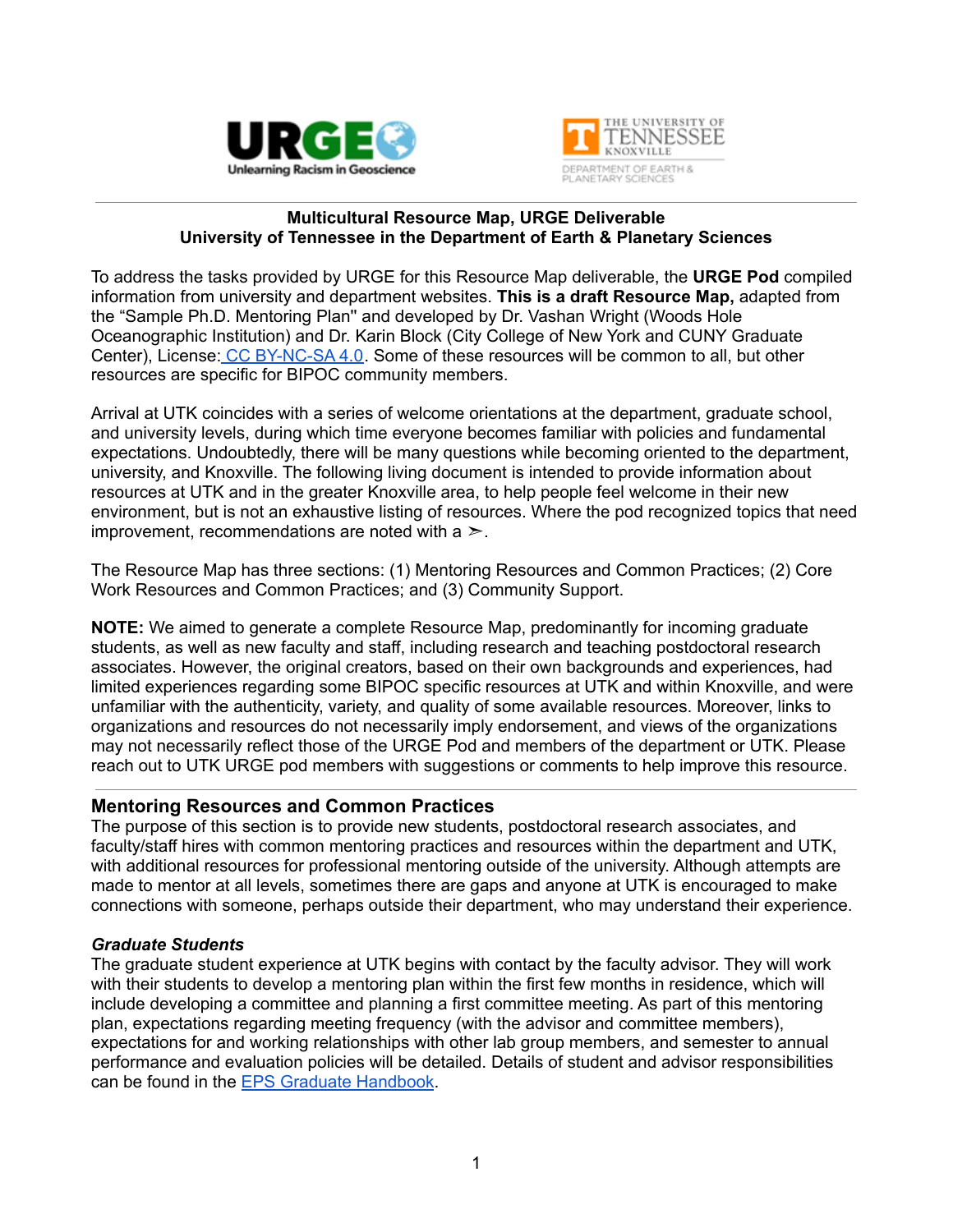**Multicultural Resource Map, URGE Deliverable**
**University of Tennessee in the Department of Earth & Planetary Sciences**

To address the tasks provided by URGE for this Resource Map deliverable, the **URGE Pod** compiled information from university and department websites. **This is a draft Resource Map,** adapted from the "Sample Ph.D. Mentoring Plan" and developed by Dr. Vashan Wright (Woods Hole Oceanographic Institution) and Dr. Karin Block (City College of New York and CUNY Graduate Center), License: CC BY-NC-SA 4.0. Some of these resources will be common to all, but other resources are specific for BIPOC community members.

Arrival at UTK coincides with a series of welcome orientations at the department, graduate school, and university levels, during which time everyone becomes familiar with policies and fundamental expectations. Undoubtedly, there will be many questions while becoming oriented to the department, university, and Knoxville. The following living document is intended to provide information about resources at UTK and in the greater Knoxville area, to help people feel welcome in their new environment, but is not an exhaustive listing of resources. Where the pod recognized topics that need improvement, recommendations are noted with a ➢.

The Resource Map has three sections: (1) Mentoring Resources and Common Practices; (2) Core Work Resources and Common Practices; and (3) Community Support.

**NOTE:** We aimed to generate a complete Resource Map, predominantly for incoming graduate students, as well as new faculty and staff, including research and teaching postdoctoral research associates. However, the original creators, based on their own backgrounds and experiences, had limited experiences regarding some BIPOC specific resources at UTK and within Knoxville, and were unfamiliar with the authenticity, variety, and quality of some available resources. Moreover, links to organizations and resources do not necessarily imply endorsement, and views of the organizations may not necessarily reflect those of the URGE Pod and members of the department or UTK. Please reach out to UTK URGE pod members with suggestions or comments to help improve this resource.

## Mentoring Resources and Common Practices

The purpose of this section is to provide new students, postdoctoral research associates, and faculty/staff hires with common mentoring practices and resources within the department and UTK, with additional resources for professional mentoring outside of the university. Although attempts are made to mentor at all levels, sometimes there are gaps and anyone at UTK is encouraged to make connections with someone, perhaps outside their department, who may understand their experience.

### *Graduate Students*

The graduate student experience at UTK begins with contact by the faculty advisor. They will work with their students to develop a mentoring plan within the first few months in residence, which will include developing a committee and planning a first committee meeting. As part of this mentoring plan, expectations regarding meeting frequency (with the advisor and committee members), expectations for and working relationships with other lab group members, and semester to annual performance and evaluation policies will be detailed. Details of student and advisor responsibilities can be found in the EPS Graduate Handbook.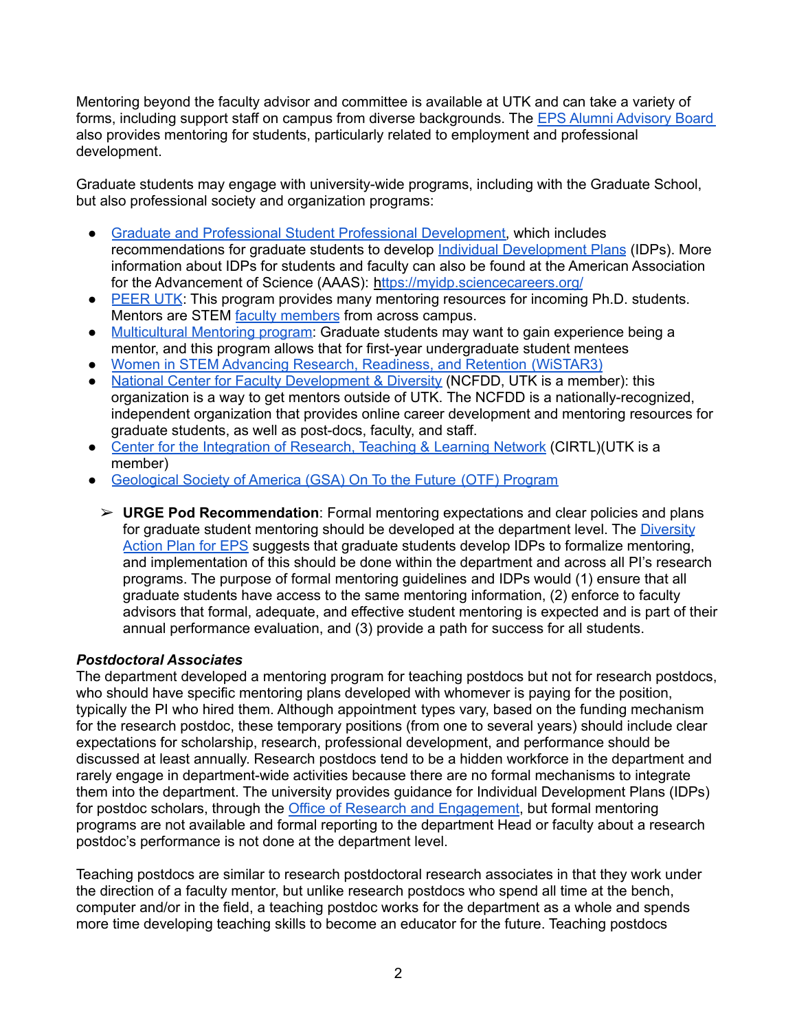Mentoring beyond the faculty advisor and committee is available at UTK and can take a variety of forms, including support staff on campus from diverse backgrounds. The EPS Alumni Advisory Board also provides mentoring for students, particularly related to employment and professional development.

Graduate students may engage with university-wide programs, including with the Graduate School, but also professional society and organization programs:

- Graduate and Professional Student Professional Development, which includes recommendations for graduate students to develop Individual Development Plans (IDPs). More information about IDPs for students and faculty can also be found at the American Association for the Advancement of Science (AAAS): https://myidp.sciencecareers.org/
- PEER UTK: This program provides many mentoring resources for incoming Ph.D. students. Mentors are STEM faculty members from across campus.
- Multicultural Mentoring program: Graduate students may want to gain experience being a mentor, and this program allows that for first-year undergraduate student mentees
- Women in STEM Advancing Research, Readiness, and Retention (WiSTAR3)
- National Center for Faculty Development & Diversity (NCFDD, UTK is a member): this organization is a way to get mentors outside of UTK. The NCFDD is a nationally-recognized, independent organization that provides online career development and mentoring resources for graduate students, as well as post-docs, faculty, and staff.
- Center for the Integration of Research, Teaching & Learning Network (CIRTL)(UTK is a member)
- Geological Society of America (GSA) On To the Future (OTF) Program

  ➢ **URGE Pod Recommendation**: Formal mentoring expectations and clear policies and plans for graduate student mentoring should be developed at the department level. The Diversity Action Plan for EPS suggests that graduate students develop IDPs to formalize mentoring, and implementation of this should be done within the department and across all PI's research programs. The purpose of formal mentoring guidelines and IDPs would (1) ensure that all graduate students have access to the same mentoring information, (2) enforce to faculty advisors that formal, adequate, and effective student mentoring is expected and is part of their annual performance evaluation, and (3) provide a path for success for all students.

***Postdoctoral Associates***

The department developed a mentoring program for teaching postdocs but not for research postdocs, who should have specific mentoring plans developed with whomever is paying for the position, typically the PI who hired them. Although appointment types vary, based on the funding mechanism for the research postdoc, these temporary positions (from one to several years) should include clear expectations for scholarship, research, professional development, and performance should be discussed at least annually. Research postdocs tend to be a hidden workforce in the department and rarely engage in department-wide activities because there are no formal mechanisms to integrate them into the department. The university provides guidance for Individual Development Plans (IDPs) for postdoc scholars, through the Office of Research and Engagement, but formal mentoring programs are not available and formal reporting to the department Head or faculty about a research postdoc's performance is not done at the department level.

Teaching postdocs are similar to research postdoctoral research associates in that they work under the direction of a faculty mentor, but unlike research postdocs who spend all time at the bench, computer and/or in the field, a teaching postdoc works for the department as a whole and spends more time developing teaching skills to become an educator for the future. Teaching postdocs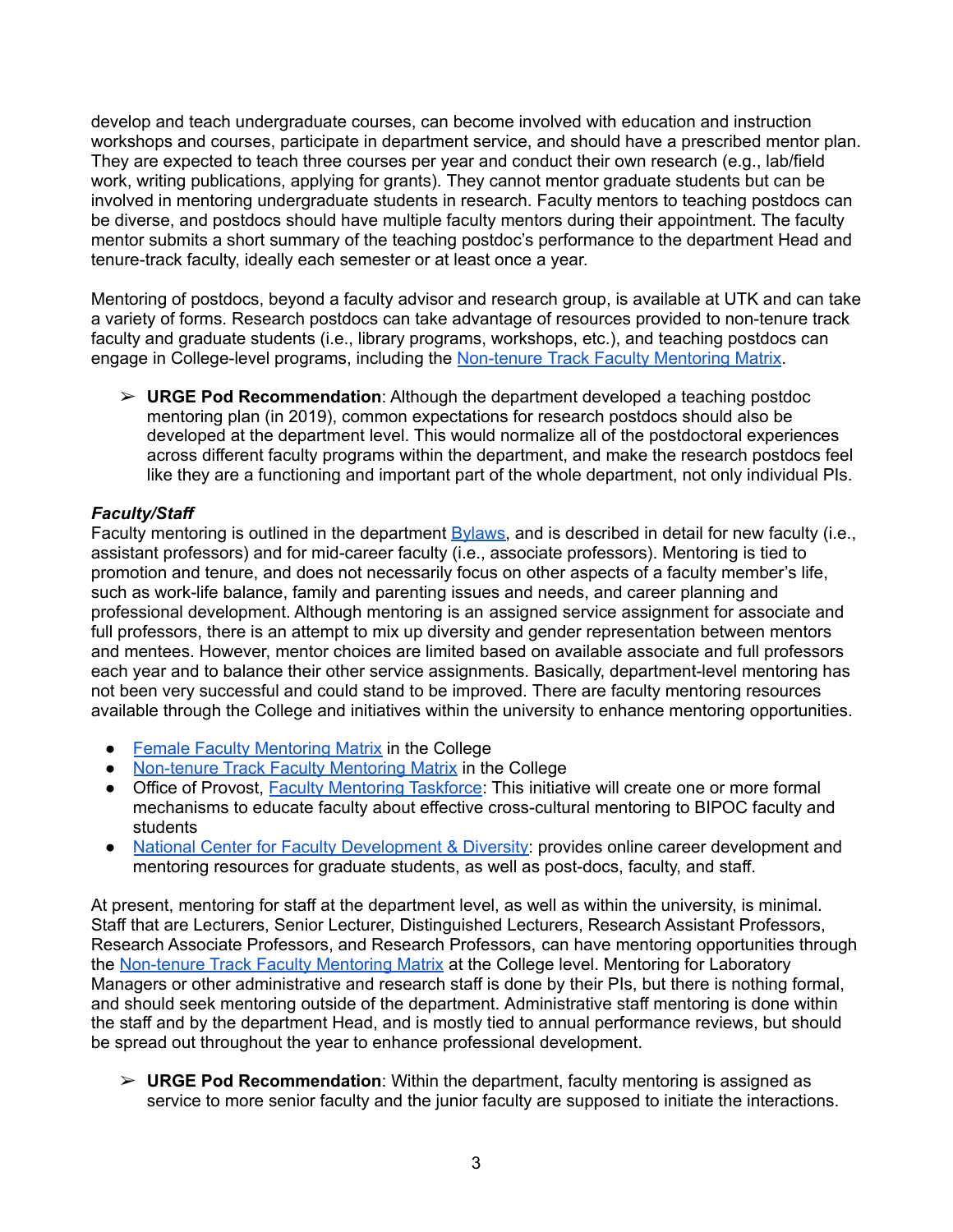develop and teach undergraduate courses, can become involved with education and instruction workshops and courses, participate in department service, and should have a prescribed mentor plan. They are expected to teach three courses per year and conduct their own research (e.g., lab/field work, writing publications, applying for grants). They cannot mentor graduate students but can be involved in mentoring undergraduate students in research. Faculty mentors to teaching postdocs can be diverse, and postdocs should have multiple faculty mentors during their appointment. The faculty mentor submits a short summary of the teaching postdoc's performance to the department Head and tenure-track faculty, ideally each semester or at least once a year.

Mentoring of postdocs, beyond a faculty advisor and research group, is available at UTK and can take a variety of forms. Research postdocs can take advantage of resources provided to non-tenure track faculty and graduate students (i.e., library programs, workshops, etc.), and teaching postdocs can engage in College-level programs, including the [Non-tenure Track Faculty Mentoring Matrix]().

- ➢ **URGE Pod Recommendation**: Although the department developed a teaching postdoc mentoring plan (in 2019), common expectations for research postdocs should also be developed at the department level. This would normalize all of the postdoctoral experiences across different faculty programs within the department, and make the research postdocs feel like they are a functioning and important part of the whole department, not only individual PIs.

### *Faculty/Staff*

Faculty mentoring is outlined in the department [Bylaws](), and is described in detail for new faculty (i.e., assistant professors) and for mid-career faculty (i.e., associate professors). Mentoring is tied to promotion and tenure, and does not necessarily focus on other aspects of a faculty member's life, such as work-life balance, family and parenting issues and needs, and career planning and professional development. Although mentoring is an assigned service assignment for associate and full professors, there is an attempt to mix up diversity and gender representation between mentors and mentees. However, mentor choices are limited based on available associate and full professors each year and to balance their other service assignments. Basically, department-level mentoring has not been very successful and could stand to be improved. There are faculty mentoring resources available through the College and initiatives within the university to enhance mentoring opportunities.

- [Female Faculty Mentoring Matrix]() in the College
- [Non-tenure Track Faculty Mentoring Matrix]() in the College
- Office of Provost, [Faculty Mentoring Taskforce](): This initiative will create one or more formal mechanisms to educate faculty about effective cross-cultural mentoring to BIPOC faculty and students
- [National Center for Faculty Development & Diversity](): provides online career development and mentoring resources for graduate students, as well as post-docs, faculty, and staff.

At present, mentoring for staff at the department level, as well as within the university, is minimal. Staff that are Lecturers, Senior Lecturer, Distinguished Lecturers, Research Assistant Professors, Research Associate Professors, and Research Professors, can have mentoring opportunities through the [Non-tenure Track Faculty Mentoring Matrix]() at the College level. Mentoring for Laboratory Managers or other administrative and research staff is done by their PIs, but there is nothing formal, and should seek mentoring outside of the department. Administrative staff mentoring is done within the staff and by the department Head, and is mostly tied to annual performance reviews, but should be spread out throughout the year to enhance professional development.

- ➢ **URGE Pod Recommendation**: Within the department, faculty mentoring is assigned as service to more senior faculty and the junior faculty are supposed to initiate the interactions.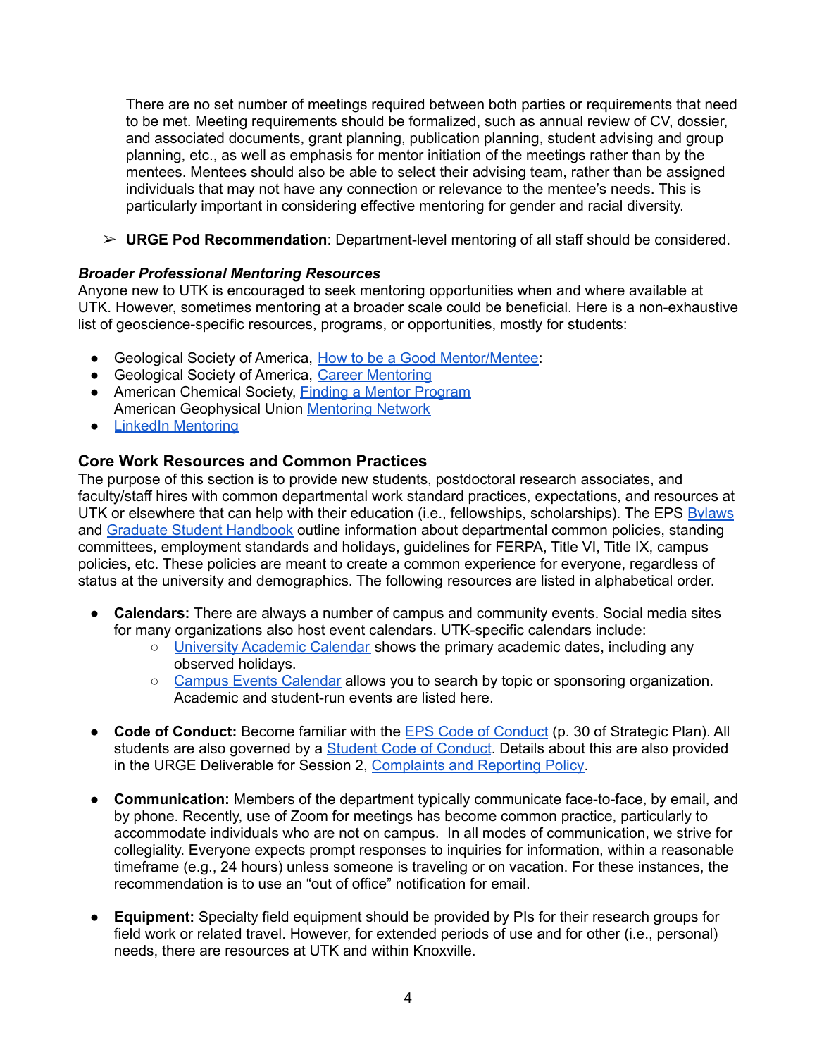There are no set number of meetings required between both parties or requirements that need to be met. Meeting requirements should be formalized, such as annual review of CV, dossier, and associated documents, grant planning, publication planning, student advising and group planning, etc., as well as emphasis for mentor initiation of the meetings rather than by the mentees. Mentees should also be able to select their advising team, rather than be assigned individuals that may not have any connection or relevance to the mentee's needs. This is particularly important in considering effective mentoring for gender and racial diversity.

➢ **URGE Pod Recommendation**: Department-level mentoring of all staff should be considered.

***Broader Professional Mentoring Resources***

Anyone new to UTK is encouraged to seek mentoring opportunities when and where available at UTK. However, sometimes mentoring at a broader scale could be beneficial. Here is a non-exhaustive list of geoscience-specific resources, programs, or opportunities, mostly for students:

- Geological Society of America, How to be a Good Mentor/Mentee:
- Geological Society of America, Career Mentoring
- American Chemical Society, Finding a Mentor Program
  American Geophysical Union Mentoring Network
- LinkedIn Mentoring

---

## Core Work Resources and Common Practices

The purpose of this section is to provide new students, postdoctoral research associates, and faculty/staff hires with common departmental work standard practices, expectations, and resources at UTK or elsewhere that can help with their education (i.e., fellowships, scholarships). The EPS Bylaws and Graduate Student Handbook outline information about departmental common policies, standing committees, employment standards and holidays, guidelines for FERPA, Title VI, Title IX, campus policies, etc. These policies are meant to create a common experience for everyone, regardless of status at the university and demographics. The following resources are listed in alphabetical order.

- **Calendars:** There are always a number of campus and community events. Social media sites for many organizations also host event calendars. UTK-specific calendars include:
  - University Academic Calendar shows the primary academic dates, including any observed holidays.
  - Campus Events Calendar allows you to search by topic or sponsoring organization. Academic and student-run events are listed here.

- **Code of Conduct:** Become familiar with the EPS Code of Conduct (p. 30 of Strategic Plan). All students are also governed by a Student Code of Conduct. Details about this are also provided in the URGE Deliverable for Session 2, Complaints and Reporting Policy.

- **Communication:** Members of the department typically communicate face-to-face, by email, and by phone. Recently, use of Zoom for meetings has become common practice, particularly to accommodate individuals who are not on campus. In all modes of communication, we strive for collegiality. Everyone expects prompt responses to inquiries for information, within a reasonable timeframe (e.g., 24 hours) unless someone is traveling or on vacation. For these instances, the recommendation is to use an "out of office" notification for email.

- **Equipment:** Specialty field equipment should be provided by PIs for their research groups for field work or related travel. However, for extended periods of use and for other (i.e., personal) needs, there are resources at UTK and within Knoxville.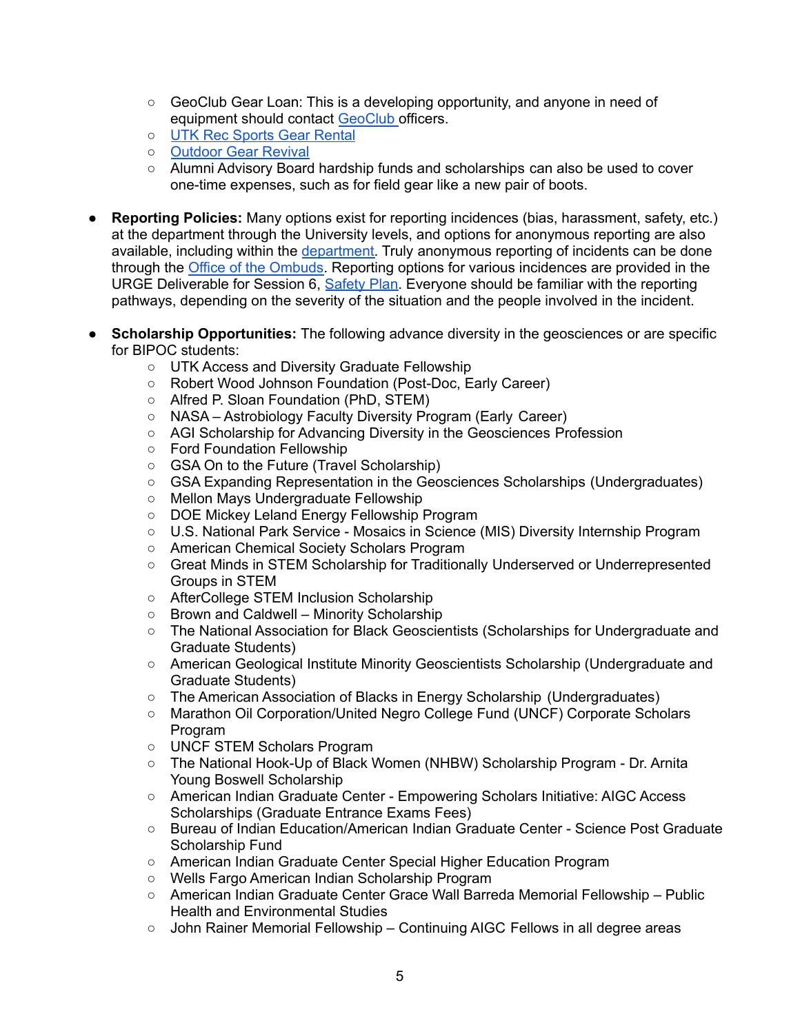- GeoClub Gear Loan: This is a developing opportunity, and anyone in need of equipment should contact GeoClub officers.
    - UTK Rec Sports Gear Rental
    - Outdoor Gear Revival
    - Alumni Advisory Board hardship funds and scholarships can also be used to cover one-time expenses, such as for field gear like a new pair of boots.

- **Reporting Policies:** Many options exist for reporting incidences (bias, harassment, safety, etc.) at the department through the University levels, and options for anonymous reporting are also available, including within the department. Truly anonymous reporting of incidents can be done through the Office of the Ombuds. Reporting options for various incidences are provided in the URGE Deliverable for Session 6, Safety Plan. Everyone should be familiar with the reporting pathways, depending on the severity of the situation and the people involved in the incident.

- **Scholarship Opportunities:** The following advance diversity in the geosciences or are specific for BIPOC students:
    - UTK Access and Diversity Graduate Fellowship
    - Robert Wood Johnson Foundation (Post-Doc, Early Career)
    - Alfred P. Sloan Foundation (PhD, STEM)
    - NASA – Astrobiology Faculty Diversity Program (Early Career)
    - AGI Scholarship for Advancing Diversity in the Geosciences Profession
    - Ford Foundation Fellowship
    - GSA On to the Future (Travel Scholarship)
    - GSA Expanding Representation in the Geosciences Scholarships (Undergraduates)
    - Mellon Mays Undergraduate Fellowship
    - DOE Mickey Leland Energy Fellowship Program
    - U.S. National Park Service - Mosaics in Science (MIS) Diversity Internship Program
    - American Chemical Society Scholars Program
    - Great Minds in STEM Scholarship for Traditionally Underserved or Underrepresented Groups in STEM
    - AfterCollege STEM Inclusion Scholarship
    - Brown and Caldwell – Minority Scholarship
    - The National Association for Black Geoscientists (Scholarships for Undergraduate and Graduate Students)
    - American Geological Institute Minority Geoscientists Scholarship (Undergraduate and Graduate Students)
    - The American Association of Blacks in Energy Scholarship (Undergraduates)
    - Marathon Oil Corporation/United Negro College Fund (UNCF) Corporate Scholars Program
    - UNCF STEM Scholars Program
    - The National Hook-Up of Black Women (NHBW) Scholarship Program - Dr. Arnita Young Boswell Scholarship
    - American Indian Graduate Center - Empowering Scholars Initiative: AIGC Access Scholarships (Graduate Entrance Exams Fees)
    - Bureau of Indian Education/American Indian Graduate Center - Science Post Graduate Scholarship Fund
    - American Indian Graduate Center Special Higher Education Program
    - Wells Fargo American Indian Scholarship Program
    - American Indian Graduate Center Grace Wall Barreda Memorial Fellowship – Public Health and Environmental Studies
    - John Rainer Memorial Fellowship – Continuing AIGC Fellows in all degree areas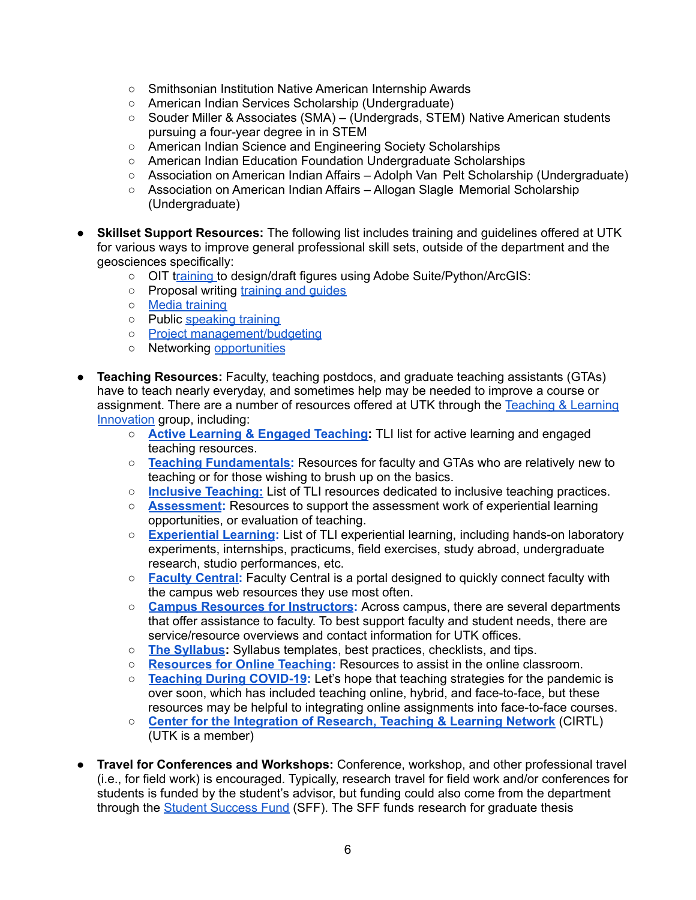- Smithsonian Institution Native American Internship Awards
    - American Indian Services Scholarship (Undergraduate)
    - Souder Miller & Associates (SMA) – (Undergrads, STEM) Native American students pursuing a four-year degree in in STEM
    - American Indian Science and Engineering Society Scholarships
    - American Indian Education Foundation Undergraduate Scholarships
    - Association on American Indian Affairs – Adolph Van Pelt Scholarship (Undergraduate)
    - Association on American Indian Affairs – Allogan Slagle Memorial Scholarship (Undergraduate)

- **Skillset Support Resources:** The following list includes training and guidelines offered at UTK for various ways to improve general professional skill sets, outside of the department and the geosciences specifically:
    - OIT training to design/draft figures using Adobe Suite/Python/ArcGIS:
    - Proposal writing training and guides
    - Media training
    - Public speaking training
    - Project management/budgeting
    - Networking opportunities

- **Teaching Resources:** Faculty, teaching postdocs, and graduate teaching assistants (GTAs) have to teach nearly everyday, and sometimes help may be needed to improve a course or assignment. There are a number of resources offered at UTK through the Teaching & Learning Innovation group, including:
    - **Active Learning & Engaged Teaching:** TLI list for active learning and engaged teaching resources.
    - **Teaching Fundamentals:** Resources for faculty and GTAs who are relatively new to teaching or for those wishing to brush up on the basics.
    - **Inclusive Teaching:** List of TLI resources dedicated to inclusive teaching practices.
    - **Assessment:** Resources to support the assessment work of experiential learning opportunities, or evaluation of teaching.
    - **Experiential Learning:** List of TLI experiential learning, including hands-on laboratory experiments, internships, practicums, field exercises, study abroad, undergraduate research, studio performances, etc.
    - **Faculty Central:** Faculty Central is a portal designed to quickly connect faculty with the campus web resources they use most often.
    - **Campus Resources for Instructors:** Across campus, there are several departments that offer assistance to faculty. To best support faculty and student needs, there are service/resource overviews and contact information for UTK offices.
    - **The Syllabus:** Syllabus templates, best practices, checklists, and tips.
    - **Resources for Online Teaching:** Resources to assist in the online classroom.
    - **Teaching During COVID-19:** Let's hope that teaching strategies for the pandemic is over soon, which has included teaching online, hybrid, and face-to-face, but these resources may be helpful to integrating online assignments into face-to-face courses.
    - **Center for the Integration of Research, Teaching & Learning Network** (CIRTL) (UTK is a member)

- **Travel for Conferences and Workshops:** Conference, workshop, and other professional travel (i.e., for field work) is encouraged. Typically, research travel for field work and/or conferences for students is funded by the student's advisor, but funding could also come from the department through the Student Success Fund (SFF). The SFF funds research for graduate thesis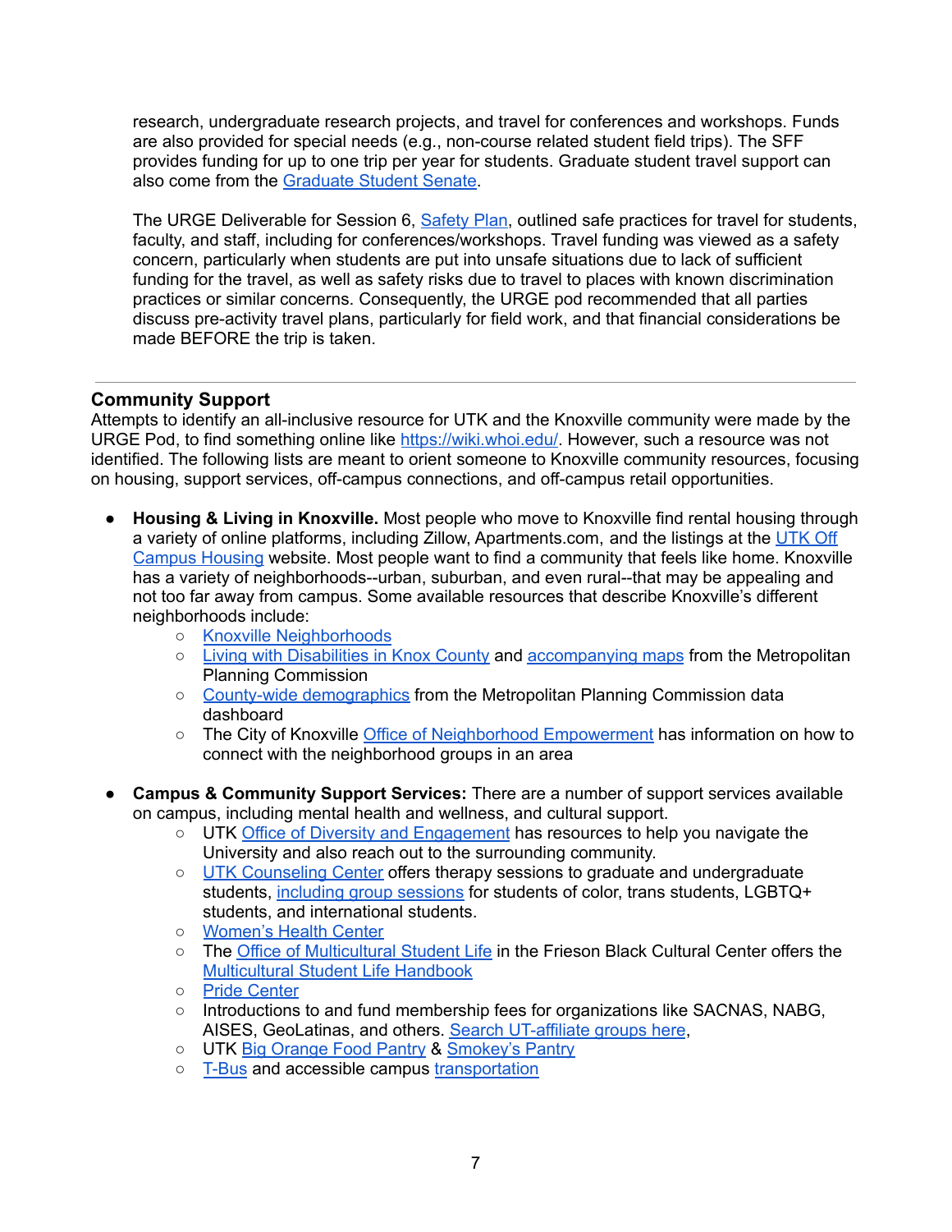research, undergraduate research projects, and travel for conferences and workshops. Funds are also provided for special needs (e.g., non-course related student field trips). The SFF provides funding for up to one trip per year for students. Graduate student travel support can also come from the Graduate Student Senate.

The URGE Deliverable for Session 6, Safety Plan, outlined safe practices for travel for students, faculty, and staff, including for conferences/workshops. Travel funding was viewed as a safety concern, particularly when students are put into unsafe situations due to lack of sufficient funding for the travel, as well as safety risks due to travel to places with known discrimination practices or similar concerns. Consequently, the URGE pod recommended that all parties discuss pre-activity travel plans, particularly for field work, and that financial considerations be made BEFORE the trip is taken.

---

## Community Support

Attempts to identify an all-inclusive resource for UTK and the Knoxville community were made by the URGE Pod, to find something online like https://wiki.whoi.edu/. However, such a resource was not identified. The following lists are meant to orient someone to Knoxville community resources, focusing on housing, support services, off-campus connections, and off-campus retail opportunities.

- **Housing & Living in Knoxville.** Most people who move to Knoxville find rental housing through a variety of online platforms, including Zillow, Apartments.com, and the listings at the UTK Off Campus Housing website. Most people want to find a community that feels like home. Knoxville has a variety of neighborhoods--urban, suburban, and even rural--that may be appealing and not too far away from campus. Some available resources that describe Knoxville's different neighborhoods include:
  - Knoxville Neighborhoods
  - Living with Disabilities in Knox County and accompanying maps from the Metropolitan Planning Commission
  - County-wide demographics from the Metropolitan Planning Commission data dashboard
  - The City of Knoxville Office of Neighborhood Empowerment has information on how to connect with the neighborhood groups in an area

- **Campus & Community Support Services:** There are a number of support services available on campus, including mental health and wellness, and cultural support.
  - UTK Office of Diversity and Engagement has resources to help you navigate the University and also reach out to the surrounding community.
  - UTK Counseling Center offers therapy sessions to graduate and undergraduate students, including group sessions for students of color, trans students, LGBTQ+ students, and international students.
  - Women's Health Center
  - The Office of Multicultural Student Life in the Frieson Black Cultural Center offers the Multicultural Student Life Handbook
  - Pride Center
  - Introductions to and fund membership fees for organizations like SACNAS, NABG, AISES, GeoLatinas, and others. Search UT-affiliate groups here,
  - UTK Big Orange Food Pantry & Smokey's Pantry
  - T-Bus and accessible campus transportation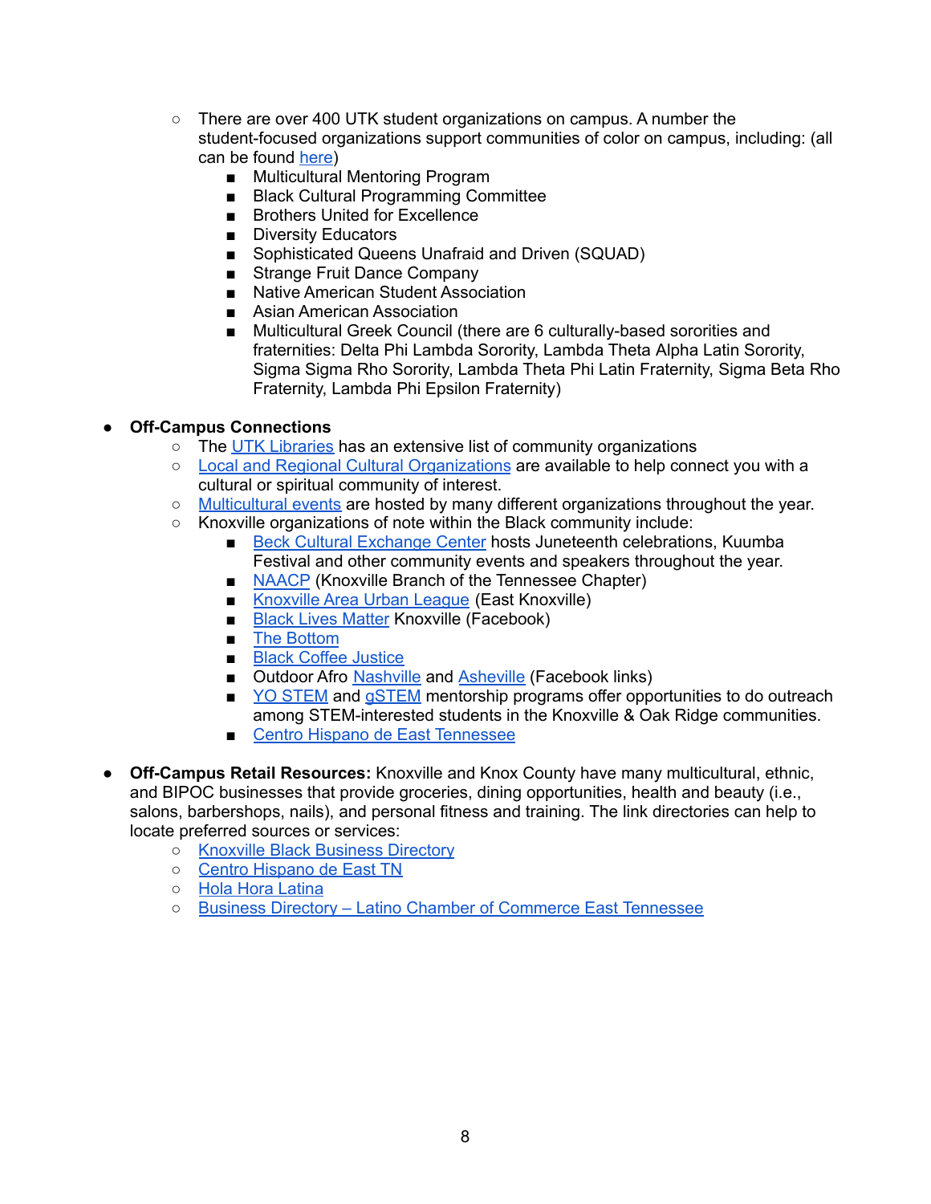- There are over 400 UTK student organizations on campus. A number the student-focused organizations support communities of color on campus, including: (all can be found here)
        - Multicultural Mentoring Program
        - Black Cultural Programming Committee
        - Brothers United for Excellence
        - Diversity Educators
        - Sophisticated Queens Unafraid and Driven (SQUAD)
        - Strange Fruit Dance Company
        - Native American Student Association
        - Asian American Association
        - Multicultural Greek Council (there are 6 culturally-based sororities and fraternities: Delta Phi Lambda Sorority, Lambda Theta Alpha Latin Sorority, Sigma Sigma Rho Sorority, Lambda Theta Phi Latin Fraternity, Sigma Beta Rho Fraternity, Lambda Phi Epsilon Fraternity)

- **Off-Campus Connections**
    - The UTK Libraries has an extensive list of community organizations
    - Local and Regional Cultural Organizations are available to help connect you with a cultural or spiritual community of interest.
    - Multicultural events are hosted by many different organizations throughout the year.
    - Knoxville organizations of note within the Black community include:
        - Beck Cultural Exchange Center hosts Juneteenth celebrations, Kuumba Festival and other community events and speakers throughout the year.
        - NAACP (Knoxville Branch of the Tennessee Chapter)
        - Knoxville Area Urban League (East Knoxville)
        - Black Lives Matter Knoxville (Facebook)
        - The Bottom
        - Black Coffee Justice
        - Outdoor Afro Nashville and Asheville (Facebook links)
        - YO STEM and gSTEM mentorship programs offer opportunities to do outreach among STEM-interested students in the Knoxville & Oak Ridge communities.
        - Centro Hispano de East Tennessee

- **Off-Campus Retail Resources:** Knoxville and Knox County have many multicultural, ethnic, and BIPOC businesses that provide groceries, dining opportunities, health and beauty (i.e., salons, barbershops, nails), and personal fitness and training. The link directories can help to locate preferred sources or services:
    - Knoxville Black Business Directory
    - Centro Hispano de East TN
    - Hola Hora Latina
    - Business Directory – Latino Chamber of Commerce East Tennessee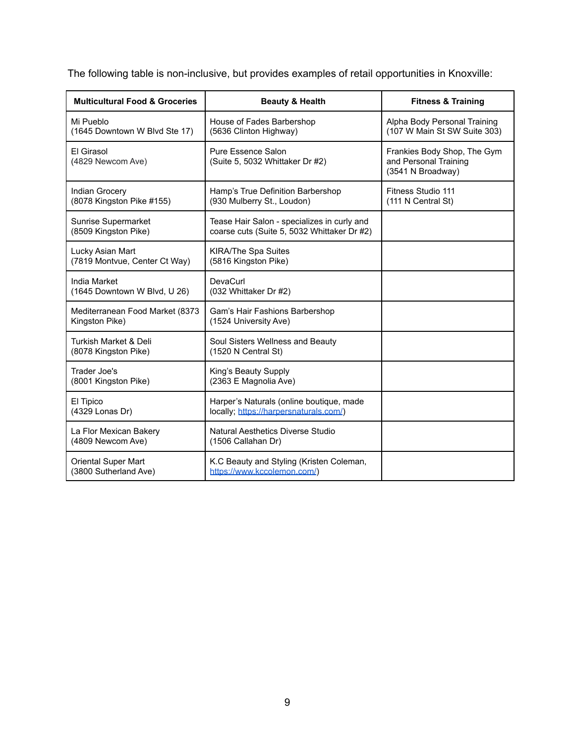The following table is non-inclusive, but provides examples of retail opportunities in Knoxville:

| Multicultural Food & Groceries | Beauty & Health | Fitness & Training |
|---|---|---|
| Mi Pueblo (1645 Downtown W Blvd Ste 17) | House of Fades Barbershop (5636 Clinton Highway) | Alpha Body Personal Training (107 W Main St SW Suite 303) |
| El Girasol (4829 Newcom Ave) | Pure Essence Salon (Suite 5, 5032 Whittaker Dr #2) | Frankies Body Shop, The Gym and Personal Training (3541 N Broadway) |
| Indian Grocery (8078 Kingston Pike #155) | Hamp's True Definition Barbershop (930 Mulberry St., Loudon) | Fitness Studio 111 (111 N Central St) |
| Sunrise Supermarket (8509 Kingston Pike) | Tease Hair Salon - specializes in curly and coarse cuts (Suite 5, 5032 Whittaker Dr #2) | |
| Lucky Asian Mart (7819 Montvue, Center Ct Way) | KIRA/The Spa Suites (5816 Kingston Pike) | |
| India Market (1645 Downtown W Blvd, U 26) | DevaCurl (032 Whittaker Dr #2) | |
| Mediterranean Food Market (8373 Kingston Pike) | Gam's Hair Fashions Barbershop (1524 University Ave) | |
| Turkish Market & Deli (8078 Kingston Pike) | Soul Sisters Wellness and Beauty (1520 N Central St) | |
| Trader Joe's (8001 Kingston Pike) | King's Beauty Supply (2363 E Magnolia Ave) | |
| El Tipico (4329 Lonas Dr) | Harper's Naturals (online boutique, made locally; https://harpersnaturals.com/) | |
| La Flor Mexican Bakery (4809 Newcom Ave) | Natural Aesthetics Diverse Studio (1506 Callahan Dr) | |
| Oriental Super Mart (3800 Sutherland Ave) | K.C Beauty and Styling (Kristen Coleman, https://www.kccolemon.com/) | |